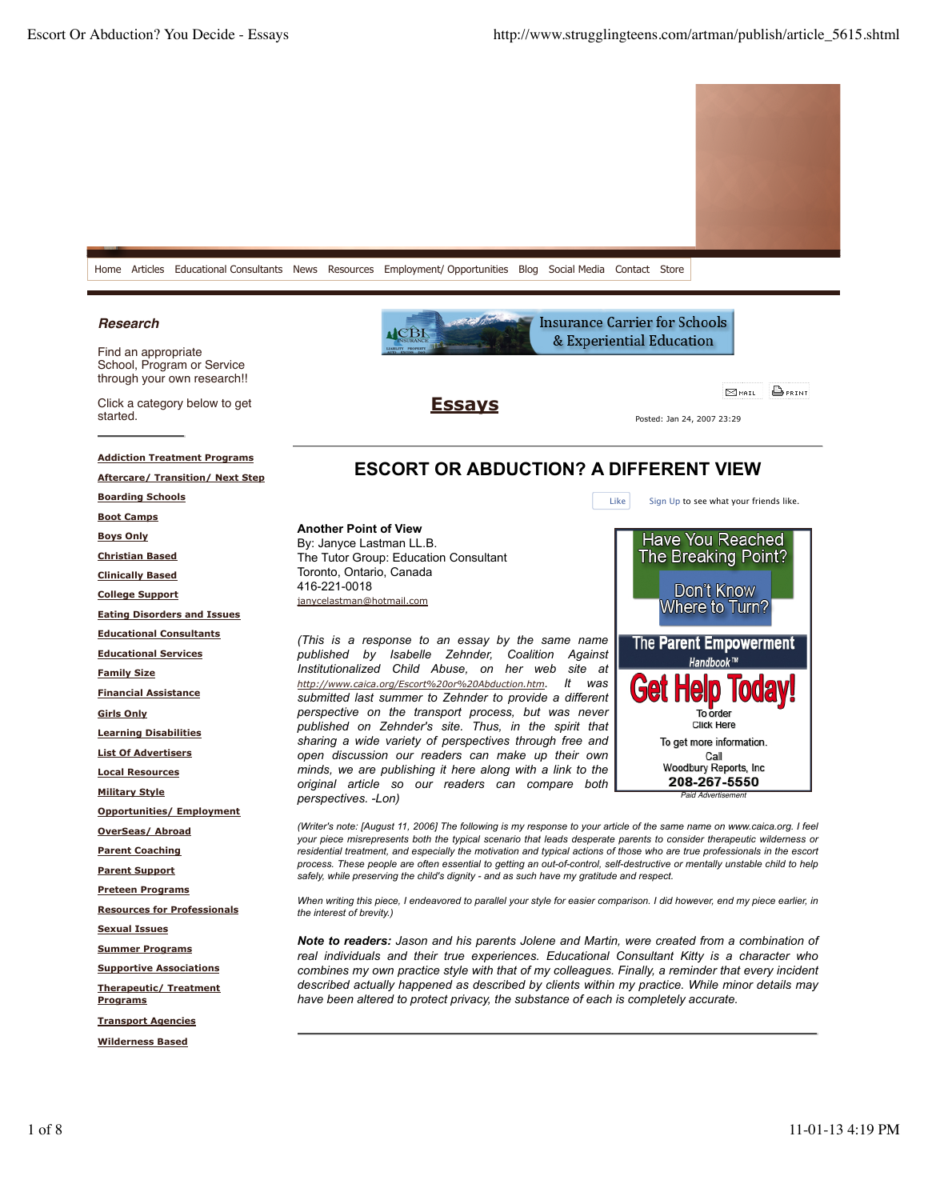Home Articles Educational Consultants News Resources Employment/ Opportunities Blog Social Media Contact Store

### Research

Find an appropriate School, Program or Service through your own research!!

Click a category below to get started.

- Addiction Treatment Programs
- Aftercare/ Transition/ Next Step
- Boarding Schools
- Boot Camps
- Boys Only
- Christian Based
- Clinically Based
- College Support
- Eating Disorders and Issues
- Educational Consultants
- Educational Services
- Family Size
- Financial Assistance
- Girls Only
- Learning Disabilities
- List Of Advertisers
- Local Resources
- Military Style
- Opportunities/ Employment
- OverSeas/ Abroad
- Parent Coaching
- Parent Support
- Preteen Programs
- Resources for Professionals
- Sexual Issues
- Summer Programs
- Supportive Associations
- Therapeutic/ Treatment Programs
- Transport Agencies
- Wilderness Based

Insurance Carrier for Schools & Experiential Education

## Essays

Posted: Jan 24, 2007 23:29

# ESCORT OR ABDUCTION? A DIFFERENT VIEW

**Another Point of View**
By: Janyce Lastman LL.B.
The Tutor Group: Education Consultant
Toronto, Ontario, Canada
416-221-0018
janycelastman@hotmail.com

*(This is a response to an essay by the same name published by Isabelle Zehnder, Coalition Against Institutionalized Child Abuse, on her web site at* http://www.caica.org/Escort%20or%20Abduction.htm. *It was submitted last summer to Zehnder to provide a different perspective on the transport process, but was never published on Zehnder's site. Thus, in the spirit that sharing a wide variety of perspectives through free and open discussion our readers can make up their own minds, we are publishing it here along with a link to the original article so our readers can compare both perspectives. -Lon)*

Have You Reached The Breaking Point? Don't Know Where to Turn? The Parent Empowerment Handbook™ Get Help Today! To order Click Here. To get more information. Call Woodbury Reports, Inc 208-267-5550 *Paid Advertisement*

*(Writer's note: [August 11, 2006] The following is my response to your article of the same name on www.caica.org. I feel your piece misrepresents both the typical scenario that leads desperate parents to consider therapeutic wilderness or residential treatment, and especially the motivation and typical actions of those who are true professionals in the escort process. These people are often essential to getting an out-of-control, self-destructive or mentally unstable child to help safely, while preserving the child's dignity - and as such have my gratitude and respect.*

*When writing this piece, I endeavored to parallel your style for easier comparison. I did however, end my piece earlier, in the interest of brevity.)*

***Note to readers:*** *Jason and his parents Jolene and Martin, were created from a combination of real individuals and their true experiences. Educational Consultant Kitty is a character who combines my own practice style with that of my colleagues. Finally, a reminder that every incident described actually happened as described by clients within my practice. While minor details may have been altered to protect privacy, the substance of each is completely accurate.*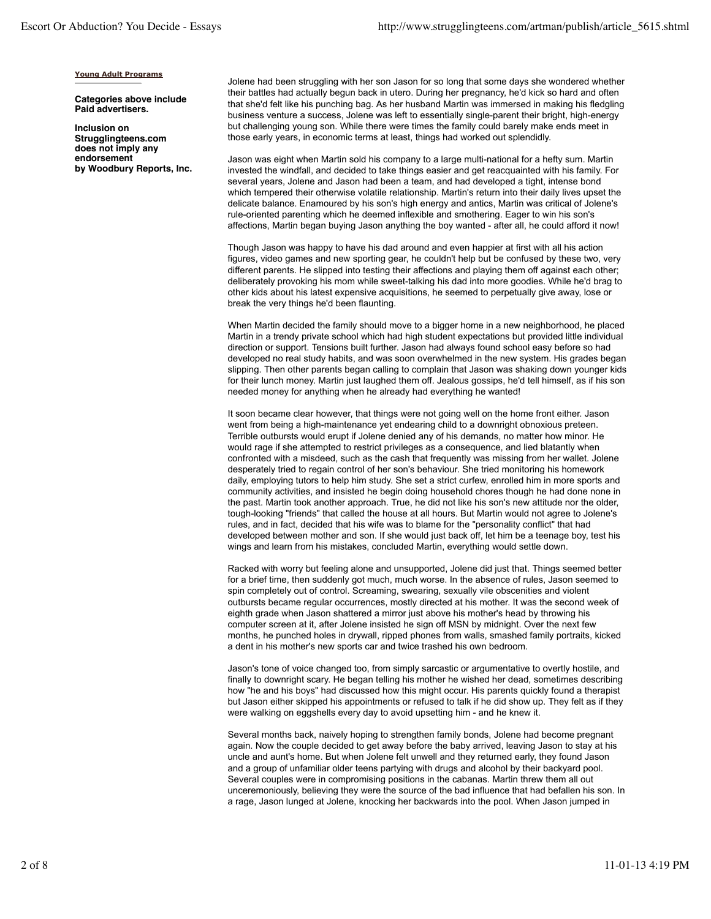**Young Adult Programs**

**Categories above include Paid advertisers.**

**Inclusion on Strugglingteens.com does not imply any endorsement by Woodbury Reports, Inc.**

Jolene had been struggling with her son Jason for so long that some days she wondered whether their battles had actually begun back in utero. During her pregnancy, he'd kick so hard and often that she'd felt like his punching bag. As her husband Martin was immersed in making his fledgling business venture a success, Jolene was left to essentially single-parent their bright, high-energy but challenging young son. While there were times the family could barely make ends meet in those early years, in economic terms at least, things had worked out splendidly.

Jason was eight when Martin sold his company to a large multi-national for a hefty sum. Martin invested the windfall, and decided to take things easier and get reacquainted with his family. For several years, Jolene and Jason had been a team, and had developed a tight, intense bond which tempered their otherwise volatile relationship. Martin's return into their daily lives upset the delicate balance. Enamoured by his son's high energy and antics, Martin was critical of Jolene's rule-oriented parenting which he deemed inflexible and smothering. Eager to win his son's affections, Martin began buying Jason anything the boy wanted - after all, he could afford it now!

Though Jason was happy to have his dad around and even happier at first with all his action figures, video games and new sporting gear, he couldn't help but be confused by these two, very different parents. He slipped into testing their affections and playing them off against each other; deliberately provoking his mom while sweet-talking his dad into more goodies. While he'd brag to other kids about his latest expensive acquisitions, he seemed to perpetually give away, lose or break the very things he'd been flaunting.

When Martin decided the family should move to a bigger home in a new neighborhood, he placed Martin in a trendy private school which had high student expectations but provided little individual direction or support. Tensions built further. Jason had always found school easy before so had developed no real study habits, and was soon overwhelmed in the new system. His grades began slipping. Then other parents began calling to complain that Jason was shaking down younger kids for their lunch money. Martin just laughed them off. Jealous gossips, he'd tell himself, as if his son needed money for anything when he already had everything he wanted!

It soon became clear however, that things were not going well on the home front either. Jason went from being a high-maintenance yet endearing child to a downright obnoxious preteen. Terrible outbursts would erupt if Jolene denied any of his demands, no matter how minor. He would rage if she attempted to restrict privileges as a consequence, and lied blatantly when confronted with a misdeed, such as the cash that frequently was missing from her wallet. Jolene desperately tried to regain control of her son's behaviour. She tried monitoring his homework daily, employing tutors to help him study. She set a strict curfew, enrolled him in more sports and community activities, and insisted he begin doing household chores though he had done none in the past. Martin took another approach. True, he did not like his son's new attitude nor the older, tough-looking "friends" that called the house at all hours. But Martin would not agree to Jolene's rules, and in fact, decided that his wife was to blame for the "personality conflict" that had developed between mother and son. If she would just back off, let him be a teenage boy, test his wings and learn from his mistakes, concluded Martin, everything would settle down.

Racked with worry but feeling alone and unsupported, Jolene did just that. Things seemed better for a brief time, then suddenly got much, much worse. In the absence of rules, Jason seemed to spin completely out of control. Screaming, swearing, sexually vile obscenities and violent outbursts became regular occurrences, mostly directed at his mother. It was the second week of eighth grade when Jason shattered a mirror just above his mother's head by throwing his computer screen at it, after Jolene insisted he sign off MSN by midnight. Over the next few months, he punched holes in drywall, ripped phones from walls, smashed family portraits, kicked a dent in his mother's new sports car and twice trashed his own bedroom.

Jason's tone of voice changed too, from simply sarcastic or argumentative to overtly hostile, and finally to downright scary. He began telling his mother he wished her dead, sometimes describing how "he and his boys" had discussed how this might occur. His parents quickly found a therapist but Jason either skipped his appointments or refused to talk if he did show up. They felt as if they were walking on eggshells every day to avoid upsetting him - and he knew it.

Several months back, naively hoping to strengthen family bonds, Jolene had become pregnant again. Now the couple decided to get away before the baby arrived, leaving Jason to stay at his uncle and aunt's home. But when Jolene felt unwell and they returned early, they found Jason and a group of unfamiliar older teens partying with drugs and alcohol by their backyard pool. Several couples were in compromising positions in the cabanas. Martin threw them all out unceremoniously, believing they were the source of the bad influence that had befallen his son. In a rage, Jason lunged at Jolene, knocking her backwards into the pool. When Jason jumped in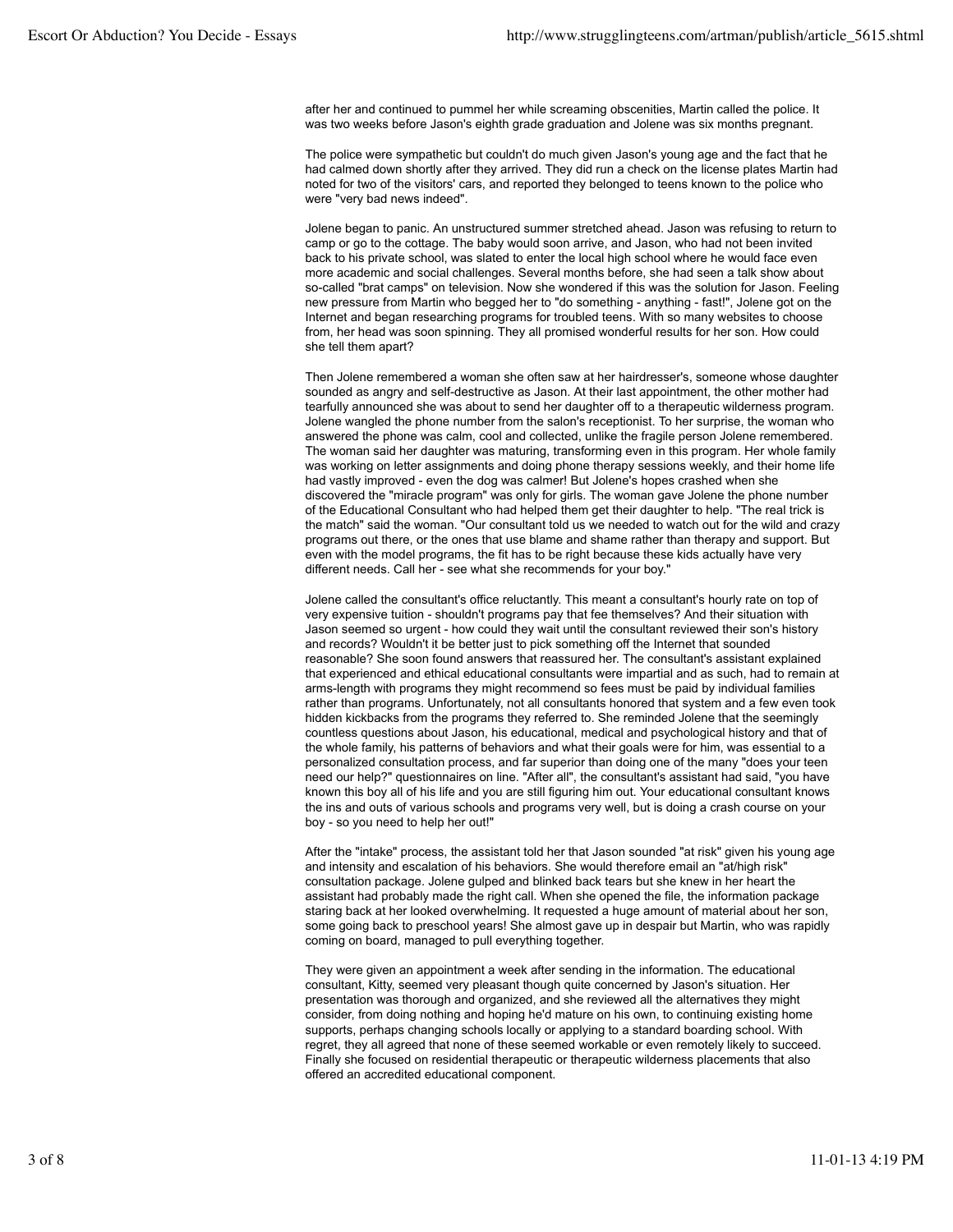after her and continued to pummel her while screaming obscenities, Martin called the police. It was two weeks before Jason's eighth grade graduation and Jolene was six months pregnant.

The police were sympathetic but couldn't do much given Jason's young age and the fact that he had calmed down shortly after they arrived. They did run a check on the license plates Martin had noted for two of the visitors' cars, and reported they belonged to teens known to the police who were "very bad news indeed".

Jolene began to panic. An unstructured summer stretched ahead. Jason was refusing to return to camp or go to the cottage. The baby would soon arrive, and Jason, who had not been invited back to his private school, was slated to enter the local high school where he would face even more academic and social challenges. Several months before, she had seen a talk show about so-called "brat camps" on television. Now she wondered if this was the solution for Jason. Feeling new pressure from Martin who begged her to "do something - anything - fast!", Jolene got on the Internet and began researching programs for troubled teens. With so many websites to choose from, her head was soon spinning. They all promised wonderful results for her son. How could she tell them apart?

Then Jolene remembered a woman she often saw at her hairdresser's, someone whose daughter sounded as angry and self-destructive as Jason. At their last appointment, the other mother had tearfully announced she was about to send her daughter off to a therapeutic wilderness program. Jolene wangled the phone number from the salon's receptionist. To her surprise, the woman who answered the phone was calm, cool and collected, unlike the fragile person Jolene remembered. The woman said her daughter was maturing, transforming even in this program. Her whole family was working on letter assignments and doing phone therapy sessions weekly, and their home life had vastly improved - even the dog was calmer! But Jolene's hopes crashed when she discovered the "miracle program" was only for girls. The woman gave Jolene the phone number of the Educational Consultant who had helped them get their daughter to help. "The real trick is the match" said the woman. "Our consultant told us we needed to watch out for the wild and crazy programs out there, or the ones that use blame and shame rather than therapy and support. But even with the model programs, the fit has to be right because these kids actually have very different needs. Call her - see what she recommends for your boy."

Jolene called the consultant's office reluctantly. This meant a consultant's hourly rate on top of very expensive tuition - shouldn't programs pay that fee themselves? And their situation with Jason seemed so urgent - how could they wait until the consultant reviewed their son's history and records? Wouldn't it be better just to pick something off the Internet that sounded reasonable? She soon found answers that reassured her. The consultant's assistant explained that experienced and ethical educational consultants were impartial and as such, had to remain at arms-length with programs they might recommend so fees must be paid by individual families rather than programs. Unfortunately, not all consultants honored that system and a few even took hidden kickbacks from the programs they referred to. She reminded Jolene that the seemingly countless questions about Jason, his educational, medical and psychological history and that of the whole family, his patterns of behaviors and what their goals were for him, was essential to a personalized consultation process, and far superior than doing one of the many "does your teen need our help?" questionnaires on line. "After all", the consultant's assistant had said, "you have known this boy all of his life and you are still figuring him out. Your educational consultant knows the ins and outs of various schools and programs very well, but is doing a crash course on your boy - so you need to help her out!"

After the "intake" process, the assistant told her that Jason sounded "at risk" given his young age and intensity and escalation of his behaviors. She would therefore email an "at/high risk" consultation package. Jolene gulped and blinked back tears but she knew in her heart the assistant had probably made the right call. When she opened the file, the information package staring back at her looked overwhelming. It requested a huge amount of material about her son, some going back to preschool years! She almost gave up in despair but Martin, who was rapidly coming on board, managed to pull everything together.

They were given an appointment a week after sending in the information. The educational consultant, Kitty, seemed very pleasant though quite concerned by Jason's situation. Her presentation was thorough and organized, and she reviewed all the alternatives they might consider, from doing nothing and hoping he'd mature on his own, to continuing existing home supports, perhaps changing schools locally or applying to a standard boarding school. With regret, they all agreed that none of these seemed workable or even remotely likely to succeed. Finally she focused on residential therapeutic or therapeutic wilderness placements that also offered an accredited educational component.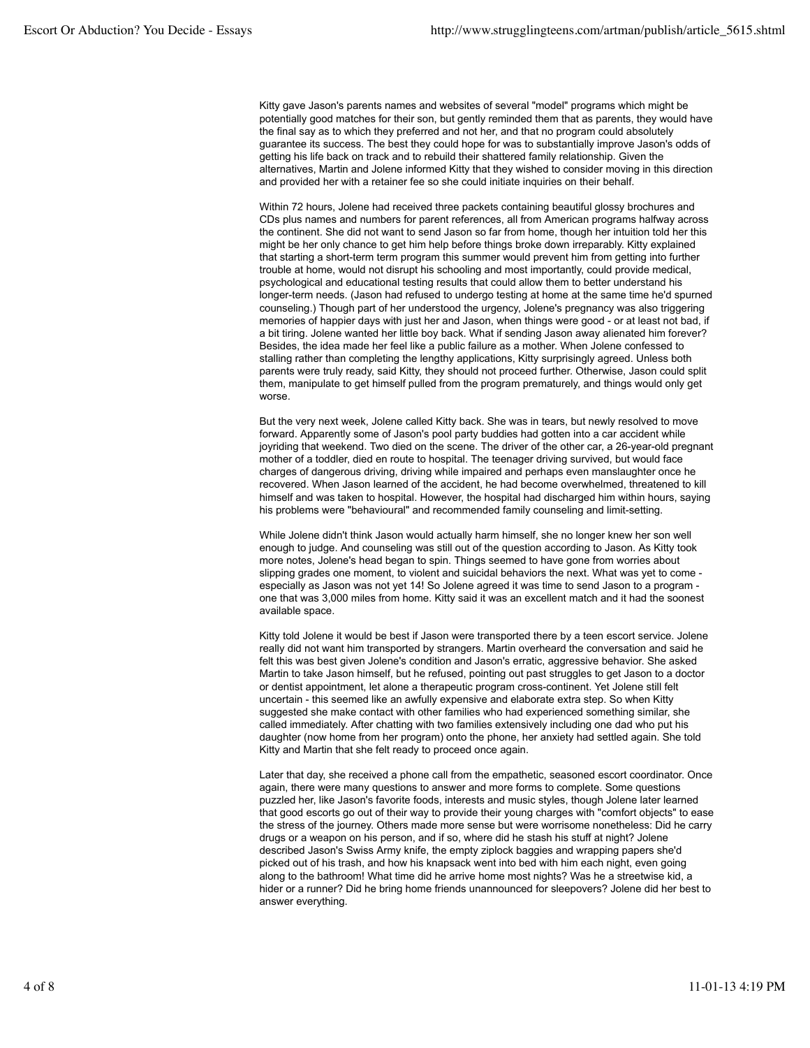Kitty gave Jason's parents names and websites of several "model" programs which might be potentially good matches for their son, but gently reminded them that as parents, they would have the final say as to which they preferred and not her, and that no program could absolutely guarantee its success. The best they could hope for was to substantially improve Jason's odds of getting his life back on track and to rebuild their shattered family relationship. Given the alternatives, Martin and Jolene informed Kitty that they wished to consider moving in this direction and provided her with a retainer fee so she could initiate inquiries on their behalf.

Within 72 hours, Jolene had received three packets containing beautiful glossy brochures and CDs plus names and numbers for parent references, all from American programs halfway across the continent. She did not want to send Jason so far from home, though her intuition told her this might be her only chance to get him help before things broke down irreparably. Kitty explained that starting a short-term term program this summer would prevent him from getting into further trouble at home, would not disrupt his schooling and most importantly, could provide medical, psychological and educational testing results that could allow them to better understand his longer-term needs. (Jason had refused to undergo testing at home at the same time he'd spurned counseling.) Though part of her understood the urgency, Jolene's pregnancy was also triggering memories of happier days with just her and Jason, when things were good - or at least not bad, if a bit tiring. Jolene wanted her little boy back. What if sending Jason away alienated him forever? Besides, the idea made her feel like a public failure as a mother. When Jolene confessed to stalling rather than completing the lengthy applications, Kitty surprisingly agreed. Unless both parents were truly ready, said Kitty, they should not proceed further. Otherwise, Jason could split them, manipulate to get himself pulled from the program prematurely, and things would only get worse.

But the very next week, Jolene called Kitty back. She was in tears, but newly resolved to move forward. Apparently some of Jason's pool party buddies had gotten into a car accident while joyriding that weekend. Two died on the scene. The driver of the other car, a 26-year-old pregnant mother of a toddler, died en route to hospital. The teenager driving survived, but would face charges of dangerous driving, driving while impaired and perhaps even manslaughter once he recovered. When Jason learned of the accident, he had become overwhelmed, threatened to kill himself and was taken to hospital. However, the hospital had discharged him within hours, saying his problems were "behavioural" and recommended family counseling and limit-setting.

While Jolene didn't think Jason would actually harm himself, she no longer knew her son well enough to judge. And counseling was still out of the question according to Jason. As Kitty took more notes, Jolene's head began to spin. Things seemed to have gone from worries about slipping grades one moment, to violent and suicidal behaviors the next. What was yet to come - especially as Jason was not yet 14! So Jolene agreed it was time to send Jason to a program - one that was 3,000 miles from home. Kitty said it was an excellent match and it had the soonest available space.

Kitty told Jolene it would be best if Jason were transported there by a teen escort service. Jolene really did not want him transported by strangers. Martin overheard the conversation and said he felt this was best given Jolene's condition and Jason's erratic, aggressive behavior. She asked Martin to take Jason himself, but he refused, pointing out past struggles to get Jason to a doctor or dentist appointment, let alone a therapeutic program cross-continent. Yet Jolene still felt uncertain - this seemed like an awfully expensive and elaborate extra step. So when Kitty suggested she make contact with other families who had experienced something similar, she called immediately. After chatting with two families extensively including one dad who put his daughter (now home from her program) onto the phone, her anxiety had settled again. She told Kitty and Martin that she felt ready to proceed once again.

Later that day, she received a phone call from the empathetic, seasoned escort coordinator. Once again, there were many questions to answer and more forms to complete. Some questions puzzled her, like Jason's favorite foods, interests and music styles, though Jolene later learned that good escorts go out of their way to provide their young charges with "comfort objects" to ease the stress of the journey. Others made more sense but were worrisome nonetheless: Did he carry drugs or a weapon on his person, and if so, where did he stash his stuff at night? Jolene described Jason's Swiss Army knife, the empty ziplock baggies and wrapping papers she'd picked out of his trash, and how his knapsack went into bed with him each night, even going along to the bathroom! What time did he arrive home most nights? Was he a streetwise kid, a hider or a runner? Did he bring home friends unannounced for sleepovers? Jolene did her best to answer everything.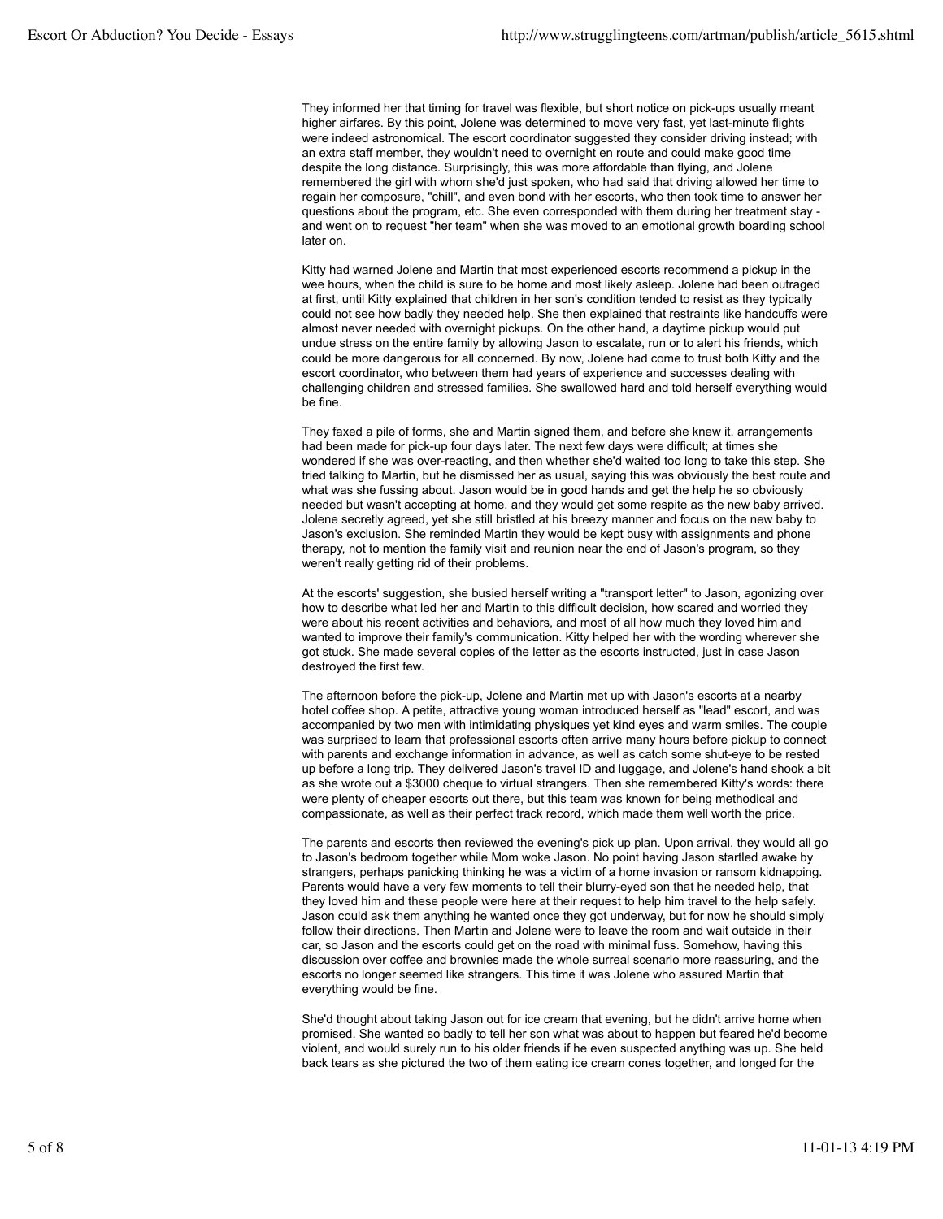They informed her that timing for travel was flexible, but short notice on pick-ups usually meant higher airfares. By this point, Jolene was determined to move very fast, yet last-minute flights were indeed astronomical. The escort coordinator suggested they consider driving instead; with an extra staff member, they wouldn't need to overnight en route and could make good time despite the long distance. Surprisingly, this was more affordable than flying, and Jolene remembered the girl with whom she'd just spoken, who had said that driving allowed her time to regain her composure, "chill", and even bond with her escorts, who then took time to answer her questions about the program, etc. She even corresponded with them during her treatment stay - and went on to request "her team" when she was moved to an emotional growth boarding school later on.

Kitty had warned Jolene and Martin that most experienced escorts recommend a pickup in the wee hours, when the child is sure to be home and most likely asleep. Jolene had been outraged at first, until Kitty explained that children in her son's condition tended to resist as they typically could not see how badly they needed help. She then explained that restraints like handcuffs were almost never needed with overnight pickups. On the other hand, a daytime pickup would put undue stress on the entire family by allowing Jason to escalate, run or to alert his friends, which could be more dangerous for all concerned. By now, Jolene had come to trust both Kitty and the escort coordinator, who between them had years of experience and successes dealing with challenging children and stressed families. She swallowed hard and told herself everything would be fine.

They faxed a pile of forms, she and Martin signed them, and before she knew it, arrangements had been made for pick-up four days later. The next few days were difficult; at times she wondered if she was over-reacting, and then whether she'd waited too long to take this step. She tried talking to Martin, but he dismissed her as usual, saying this was obviously the best route and what was she fussing about. Jason would be in good hands and get the help he so obviously needed but wasn't accepting at home, and they would get some respite as the new baby arrived. Jolene secretly agreed, yet she still bristled at his breezy manner and focus on the new baby to Jason's exclusion. She reminded Martin they would be kept busy with assignments and phone therapy, not to mention the family visit and reunion near the end of Jason's program, so they weren't really getting rid of their problems.

At the escorts' suggestion, she busied herself writing a "transport letter" to Jason, agonizing over how to describe what led her and Martin to this difficult decision, how scared and worried they were about his recent activities and behaviors, and most of all how much they loved him and wanted to improve their family's communication. Kitty helped her with the wording wherever she got stuck. She made several copies of the letter as the escorts instructed, just in case Jason destroyed the first few.

The afternoon before the pick-up, Jolene and Martin met up with Jason's escorts at a nearby hotel coffee shop. A petite, attractive young woman introduced herself as "lead" escort, and was accompanied by two men with intimidating physiques yet kind eyes and warm smiles. The couple was surprised to learn that professional escorts often arrive many hours before pickup to connect with parents and exchange information in advance, as well as catch some shut-eye to be rested up before a long trip. They delivered Jason's travel ID and luggage, and Jolene's hand shook a bit as she wrote out a $3000 cheque to virtual strangers. Then she remembered Kitty's words: there were plenty of cheaper escorts out there, but this team was known for being methodical and compassionate, as well as their perfect track record, which made them well worth the price.

The parents and escorts then reviewed the evening's pick up plan. Upon arrival, they would all go to Jason's bedroom together while Mom woke Jason. No point having Jason startled awake by strangers, perhaps panicking thinking he was a victim of a home invasion or ransom kidnapping. Parents would have a very few moments to tell their blurry-eyed son that he needed help, that they loved him and these people were here at their request to help him travel to the help safely. Jason could ask them anything he wanted once they got underway, but for now he should simply follow their directions. Then Martin and Jolene were to leave the room and wait outside in their car, so Jason and the escorts could get on the road with minimal fuss. Somehow, having this discussion over coffee and brownies made the whole surreal scenario more reassuring, and the escorts no longer seemed like strangers. This time it was Jolene who assured Martin that everything would be fine.

She'd thought about taking Jason out for ice cream that evening, but he didn't arrive home when promised. She wanted so badly to tell her son what was about to happen but feared he'd become violent, and would surely run to his older friends if he even suspected anything was up. She held back tears as she pictured the two of them eating ice cream cones together, and longed for the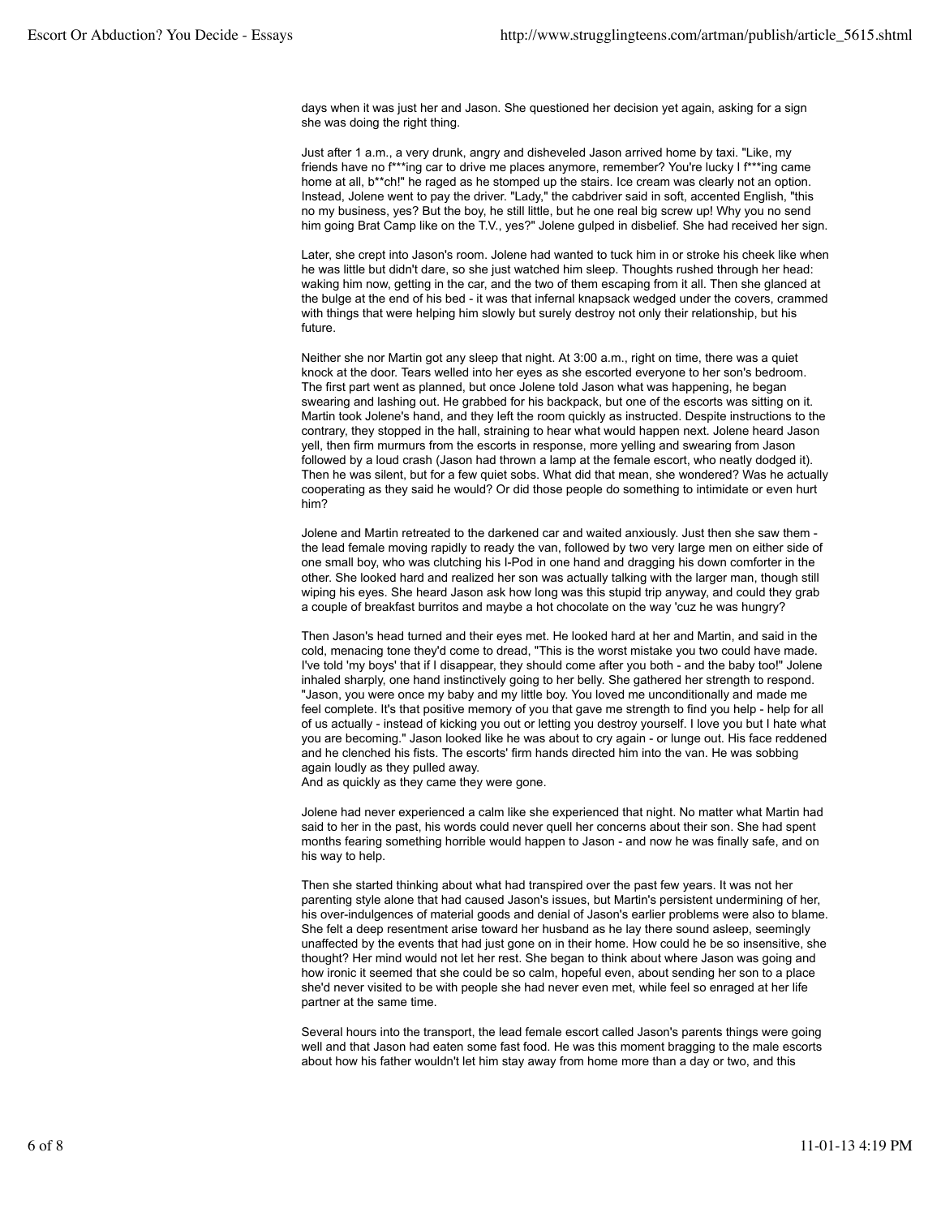days when it was just her and Jason. She questioned her decision yet again, asking for a sign she was doing the right thing.

Just after 1 a.m., a very drunk, angry and disheveled Jason arrived home by taxi. "Like, my friends have no f***ing car to drive me places anymore, remember? You're lucky I f***ing came home at all, b**ch!" he raged as he stomped up the stairs. Ice cream was clearly not an option. Instead, Jolene went to pay the driver. "Lady," the cabdriver said in soft, accented English, "this no my business, yes? But the boy, he still little, but he one real big screw up! Why you no send him going Brat Camp like on the T.V., yes?" Jolene gulped in disbelief. She had received her sign.

Later, she crept into Jason's room. Jolene had wanted to tuck him in or stroke his cheek like when he was little but didn't dare, so she just watched him sleep. Thoughts rushed through her head: waking him now, getting in the car, and the two of them escaping from it all. Then she glanced at the bulge at the end of his bed - it was that infernal knapsack wedged under the covers, crammed with things that were helping him slowly but surely destroy not only their relationship, but his future.

Neither she nor Martin got any sleep that night. At 3:00 a.m., right on time, there was a quiet knock at the door. Tears welled into her eyes as she escorted everyone to her son's bedroom. The first part went as planned, but once Jolene told Jason what was happening, he began swearing and lashing out. He grabbed for his backpack, but one of the escorts was sitting on it. Martin took Jolene's hand, and they left the room quickly as instructed. Despite instructions to the contrary, they stopped in the hall, straining to hear what would happen next. Jolene heard Jason yell, then firm murmurs from the escorts in response, more yelling and swearing from Jason followed by a loud crash (Jason had thrown a lamp at the female escort, who neatly dodged it). Then he was silent, but for a few quiet sobs. What did that mean, she wondered? Was he actually cooperating as they said he would? Or did those people do something to intimidate or even hurt him?

Jolene and Martin retreated to the darkened car and waited anxiously. Just then she saw them - the lead female moving rapidly to ready the van, followed by two very large men on either side of one small boy, who was clutching his I-Pod in one hand and dragging his down comforter in the other. She looked hard and realized her son was actually talking with the larger man, though still wiping his eyes. She heard Jason ask how long was this stupid trip anyway, and could they grab a couple of breakfast burritos and maybe a hot chocolate on the way 'cuz he was hungry?

Then Jason's head turned and their eyes met. He looked hard at her and Martin, and said in the cold, menacing tone they'd come to dread, "This is the worst mistake you two could have made. I've told 'my boys' that if I disappear, they should come after you both - and the baby too!" Jolene inhaled sharply, one hand instinctively going to her belly. She gathered her strength to respond. "Jason, you were once my baby and my little boy. You loved me unconditionally and made me feel complete. It's that positive memory of you that gave me strength to find you help - help for all of us actually - instead of kicking you out or letting you destroy yourself. I love you but I hate what you are becoming." Jason looked like he was about to cry again - or lunge out. His face reddened and he clenched his fists. The escorts' firm hands directed him into the van. He was sobbing again loudly as they pulled away.
And as quickly as they came they were gone.

Jolene had never experienced a calm like she experienced that night. No matter what Martin had said to her in the past, his words could never quell her concerns about their son. She had spent months fearing something horrible would happen to Jason - and now he was finally safe, and on his way to help.

Then she started thinking about what had transpired over the past few years. It was not her parenting style alone that had caused Jason's issues, but Martin's persistent undermining of her, his over-indulgences of material goods and denial of Jason's earlier problems were also to blame. She felt a deep resentment arise toward her husband as he lay there sound asleep, seemingly unaffected by the events that had just gone on in their home. How could he be so insensitive, she thought? Her mind would not let her rest. She began to think about where Jason was going and how ironic it seemed that she could be so calm, hopeful even, about sending her son to a place she'd never visited to be with people she had never even met, while feel so enraged at her life partner at the same time.

Several hours into the transport, the lead female escort called Jason's parents things were going well and that Jason had eaten some fast food. He was this moment bragging to the male escorts about how his father wouldn't let him stay away from home more than a day or two, and this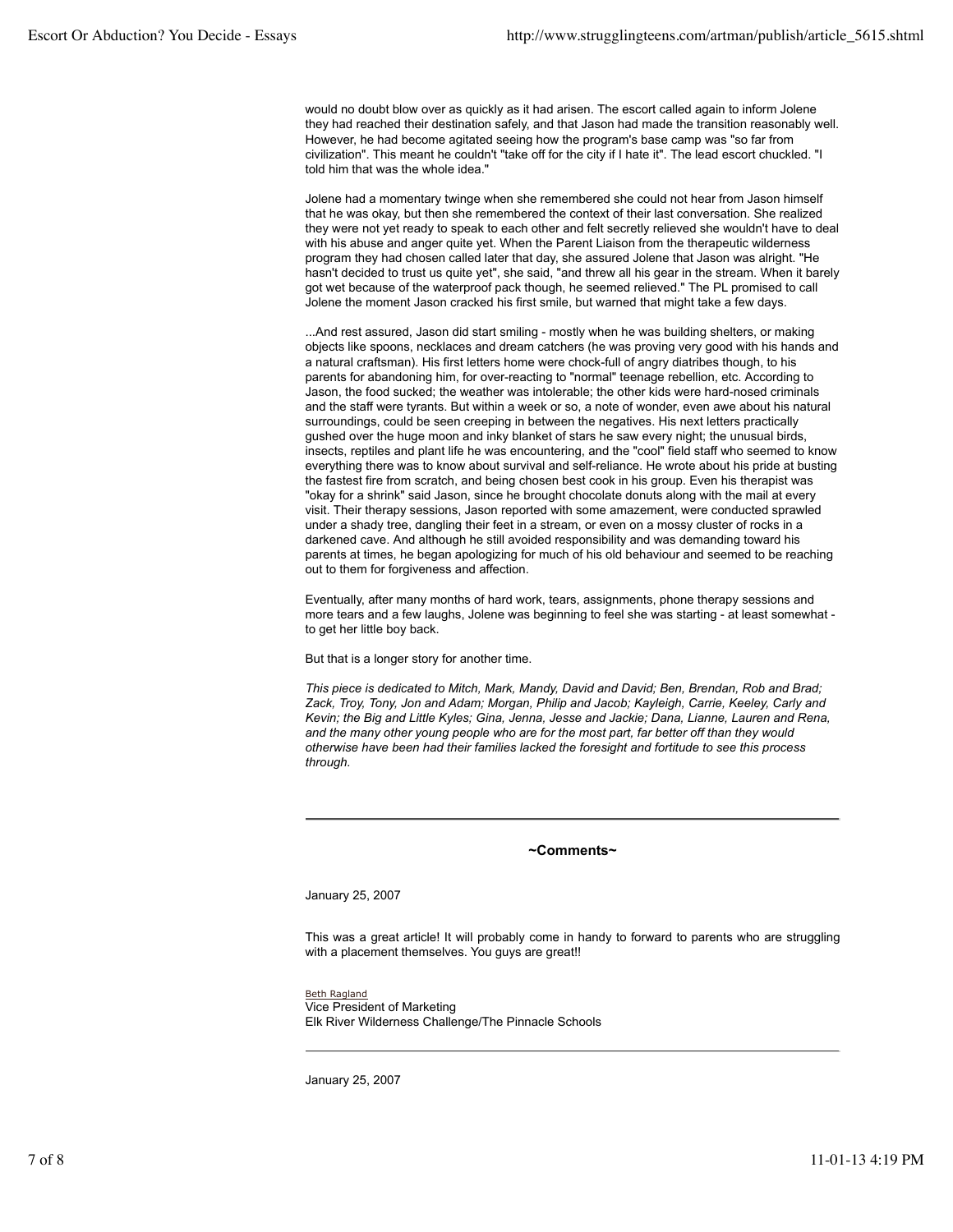would no doubt blow over as quickly as it had arisen. The escort called again to inform Jolene they had reached their destination safely, and that Jason had made the transition reasonably well. However, he had become agitated seeing how the program's base camp was "so far from civilization". This meant he couldn't "take off for the city if I hate it". The lead escort chuckled. "I told him that was the whole idea."

Jolene had a momentary twinge when she remembered she could not hear from Jason himself that he was okay, but then she remembered the context of their last conversation. She realized they were not yet ready to speak to each other and felt secretly relieved she wouldn't have to deal with his abuse and anger quite yet. When the Parent Liaison from the therapeutic wilderness program they had chosen called later that day, she assured Jolene that Jason was alright. "He hasn't decided to trust us quite yet", she said, "and threw all his gear in the stream. When it barely got wet because of the waterproof pack though, he seemed relieved." The PL promised to call Jolene the moment Jason cracked his first smile, but warned that might take a few days.

...And rest assured, Jason did start smiling - mostly when he was building shelters, or making objects like spoons, necklaces and dream catchers (he was proving very good with his hands and a natural craftsman). His first letters home were chock-full of angry diatribes though, to his parents for abandoning him, for over-reacting to "normal" teenage rebellion, etc. According to Jason, the food sucked; the weather was intolerable; the other kids were hard-nosed criminals and the staff were tyrants. But within a week or so, a note of wonder, even awe about his natural surroundings, could be seen creeping in between the negatives. His next letters practically gushed over the huge moon and inky blanket of stars he saw every night; the unusual birds, insects, reptiles and plant life he was encountering, and the "cool" field staff who seemed to know everything there was to know about survival and self-reliance. He wrote about his pride at busting the fastest fire from scratch, and being chosen best cook in his group. Even his therapist was "okay for a shrink" said Jason, since he brought chocolate donuts along with the mail at every visit. Their therapy sessions, Jason reported with some amazement, were conducted sprawled under a shady tree, dangling their feet in a stream, or even on a mossy cluster of rocks in a darkened cave. And although he still avoided responsibility and was demanding toward his parents at times, he began apologizing for much of his old behaviour and seemed to be reaching out to them for forgiveness and affection.

Eventually, after many months of hard work, tears, assignments, phone therapy sessions and more tears and a few laughs, Jolene was beginning to feel she was starting - at least somewhat - to get her little boy back.

But that is a longer story for another time.

*This piece is dedicated to Mitch, Mark, Mandy, David and David; Ben, Brendan, Rob and Brad; Zack, Troy, Tony, Jon and Adam; Morgan, Philip and Jacob; Kayleigh, Carrie, Keeley, Carly and Kevin; the Big and Little Kyles; Gina, Jenna, Jesse and Jackie; Dana, Lianne, Lauren and Rena, and the many other young people who are for the most part, far better off than they would otherwise have been had their families lacked the foresight and fortitude to see this process through.*

---

**~Comments~**

January 25, 2007

This was a great article! It will probably come in handy to forward to parents who are struggling with a placement themselves. You guys are great!!

Beth Ragland
Vice President of Marketing
Elk River Wilderness Challenge/The Pinnacle Schools

---

January 25, 2007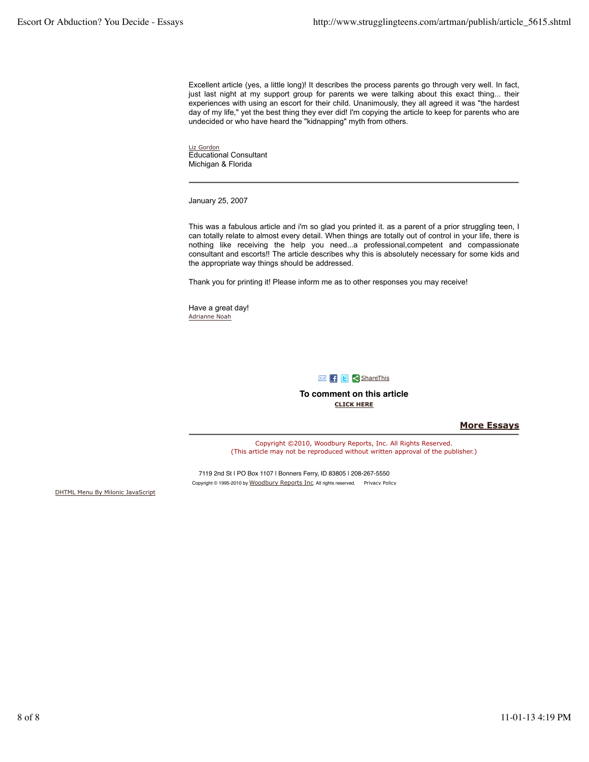Excellent article (yes, a little long)! It describes the process parents go through very well. In fact, just last night at my support group for parents we were talking about this exact thing... their experiences with using an escort for their child. Unanimously, they all agreed it was "the hardest day of my life," yet the best thing they ever did! I'm copying the article to keep for parents who are undecided or who have heard the "kidnapping" myth from others.

Liz Gordon
Educational Consultant
Michigan & Florida

---

January 25, 2007

This was a fabulous article and i'm so glad you printed it. as a parent of a prior struggling teen, I can totally relate to almost every detail. When things are totally out of control in your life, there is nothing like receiving the help you need...a professional,competent and compassionate consultant and escorts!! The article describes why this is absolutely necessary for some kids and the appropriate way things should be addressed.

Thank you for printing it! Please inform me as to other responses you may receive!

Have a great day!
Adrianne Noah

ShareThis

**To comment on this article**

**CLICK HERE**

**More Essays**

---

Copyright ©2010, Woodbury Reports, Inc. All Rights Reserved.
(This article may not be reproduced without written approval of the publisher.)

7119 2nd St | PO Box 1107 | Bonners Ferry, ID 83805 | 208-267-5550

Copyright © 1995-2010 by Woodbury Reports Inc. All rights reserved. Privacy Policy

DHTML Menu By Milonic JavaScript